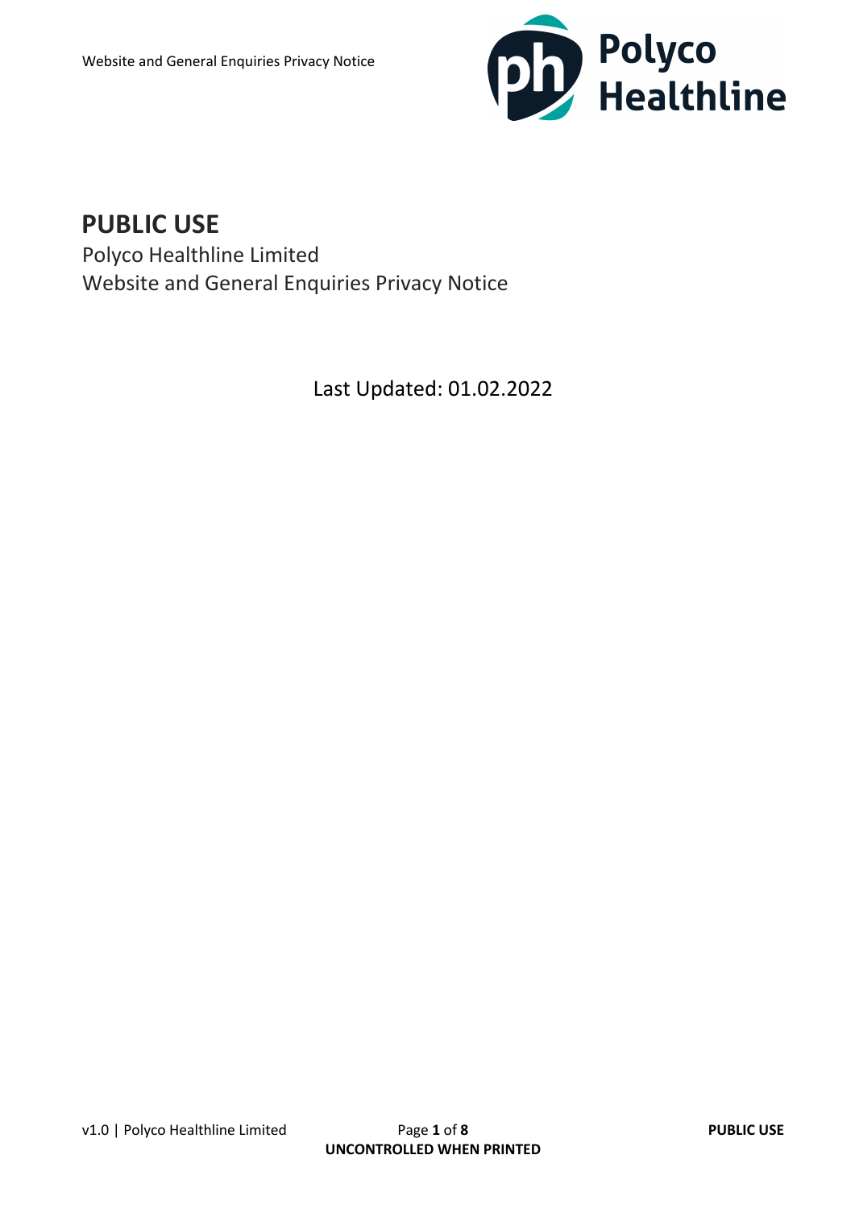# PUBLIC USE

Polyco Healthline Limited

Website and General Enquiries Privacy Notice

Last Updated: 01.02.2022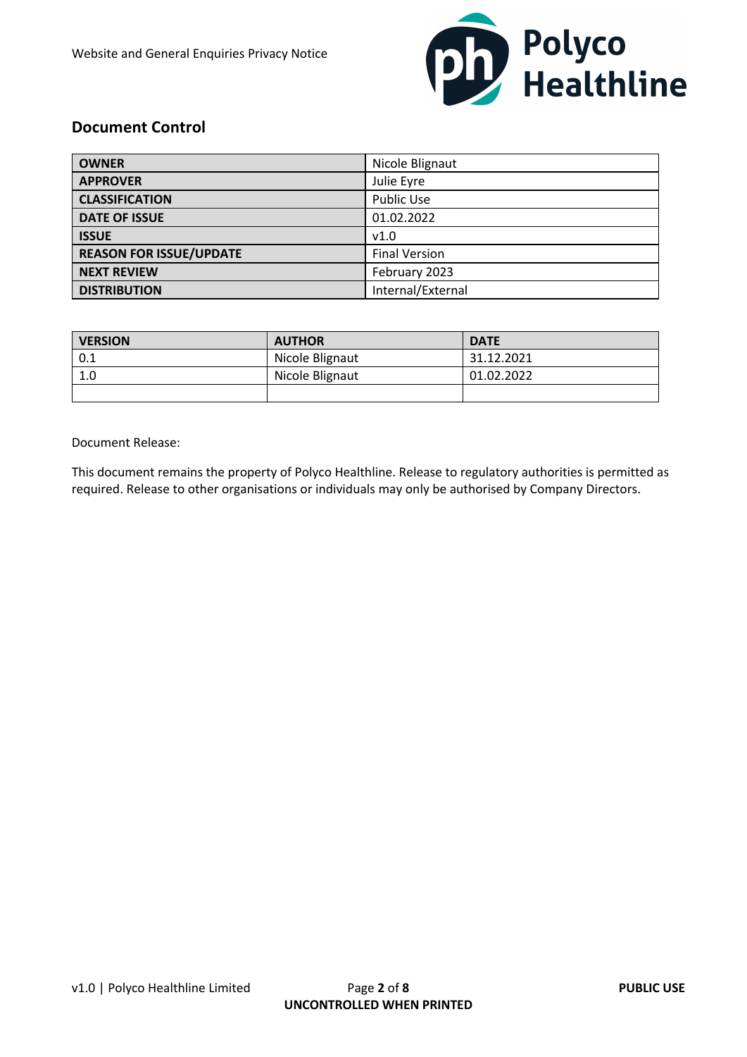## Document Control

| OWNER | Nicole Blignaut |
|---|---|
| APPROVER | Julie Eyre |
| CLASSIFICATION | Public Use |
| DATE OF ISSUE | 01.02.2022 |
| ISSUE | v1.0 |
| REASON FOR ISSUE/UPDATE | Final Version |
| NEXT REVIEW | February 2023 |
| DISTRIBUTION | Internal/External |

| VERSION | AUTHOR | DATE |
|---|---|---|
| 0.1 | Nicole Blignaut | 31.12.2021 |
| 1.0 | Nicole Blignaut | 01.02.2022 |
| | | |

Document Release:

This document remains the property of Polyco Healthline. Release to regulatory authorities is permitted as required. Release to other organisations or individuals may only be authorised by Company Directors.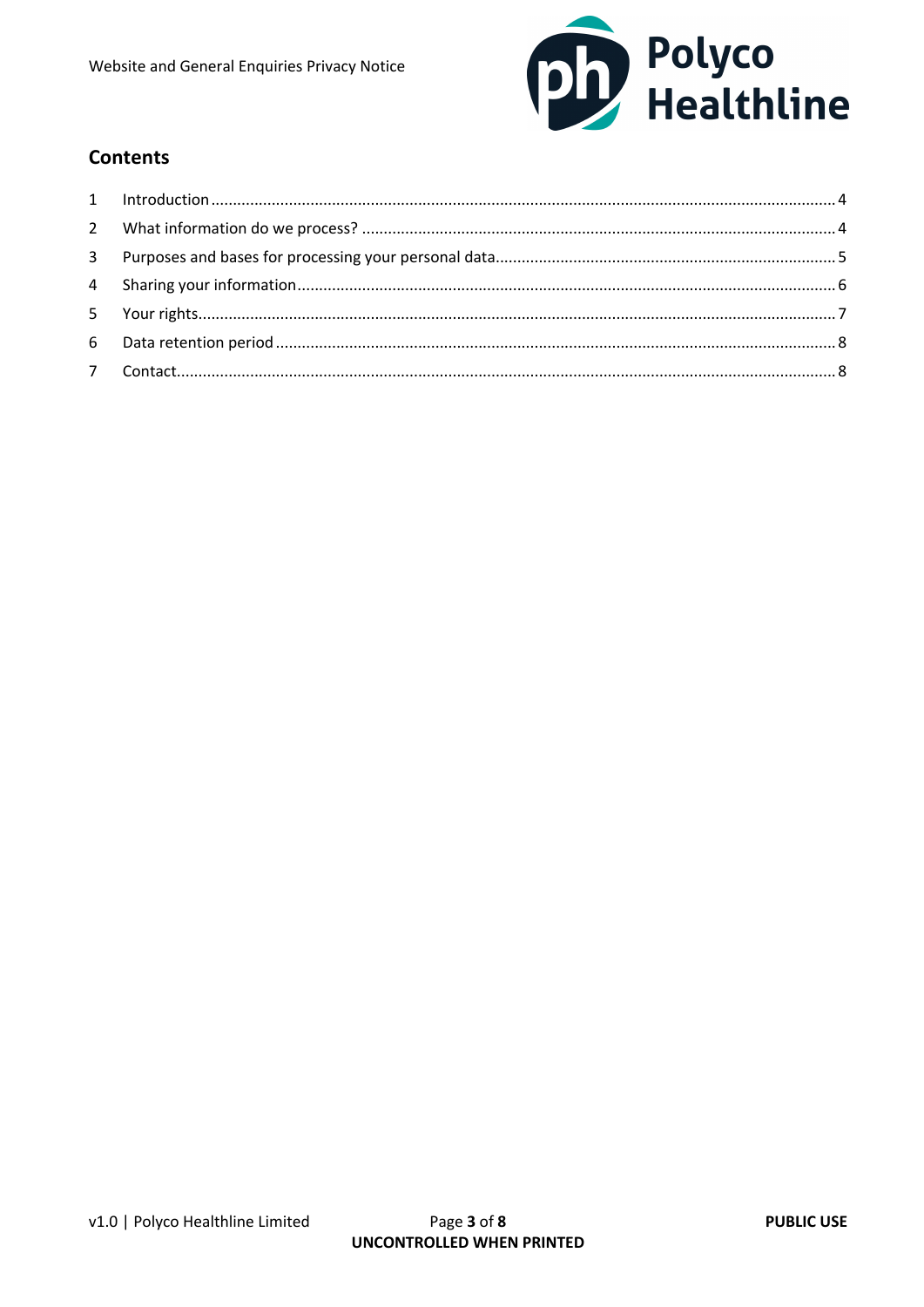## Contents

1. Introduction ..... 4
2. What information do we process? ..... 4
3. Purposes and bases for processing your personal data ..... 5
4. Sharing your information ..... 6
5. Your rights ..... 7
6. Data retention period ..... 8
7. Contact ..... 8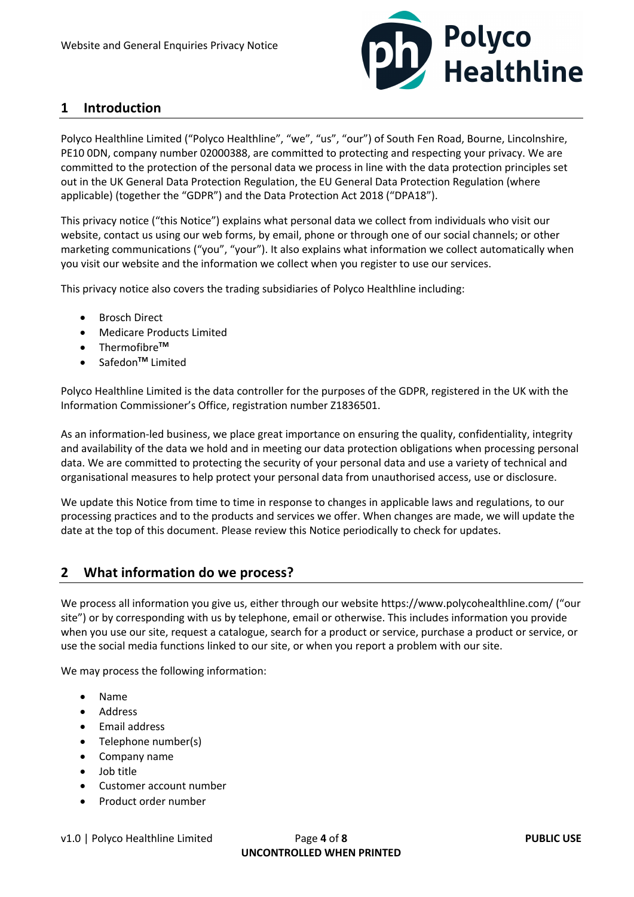## 1 Introduction

Polyco Healthline Limited ("Polyco Healthline", "we", "us", "our") of South Fen Road, Bourne, Lincolnshire, PE10 0DN, company number 02000388, are committed to protecting and respecting your privacy. We are committed to the protection of the personal data we process in line with the data protection principles set out in the UK General Data Protection Regulation, the EU General Data Protection Regulation (where applicable) (together the "GDPR") and the Data Protection Act 2018 ("DPA18").

This privacy notice ("this Notice") explains what personal data we collect from individuals who visit our website, contact us using our web forms, by email, phone or through one of our social channels; or other marketing communications ("you", "your"). It also explains what information we collect automatically when you visit our website and the information we collect when you register to use our services.

This privacy notice also covers the trading subsidiaries of Polyco Healthline including:

- Brosch Direct
- Medicare Products Limited
- Thermofibre™
- Safedon™ Limited

Polyco Healthline Limited is the data controller for the purposes of the GDPR, registered in the UK with the Information Commissioner's Office, registration number Z1836501.

As an information-led business, we place great importance on ensuring the quality, confidentiality, integrity and availability of the data we hold and in meeting our data protection obligations when processing personal data. We are committed to protecting the security of your personal data and use a variety of technical and organisational measures to help protect your personal data from unauthorised access, use or disclosure.

We update this Notice from time to time in response to changes in applicable laws and regulations, to our processing practices and to the products and services we offer. When changes are made, we will update the date at the top of this document. Please review this Notice periodically to check for updates.

## 2 What information do we process?

We process all information you give us, either through our website https://www.polycohealthline.com/ ("our site") or by corresponding with us by telephone, email or otherwise. This includes information you provide when you use our site, request a catalogue, search for a product or service, purchase a product or service, or use the social media functions linked to our site, or when you report a problem with our site.

We may process the following information:

- Name
- Address
- Email address
- Telephone number(s)
- Company name
- Job title
- Customer account number
- Product order number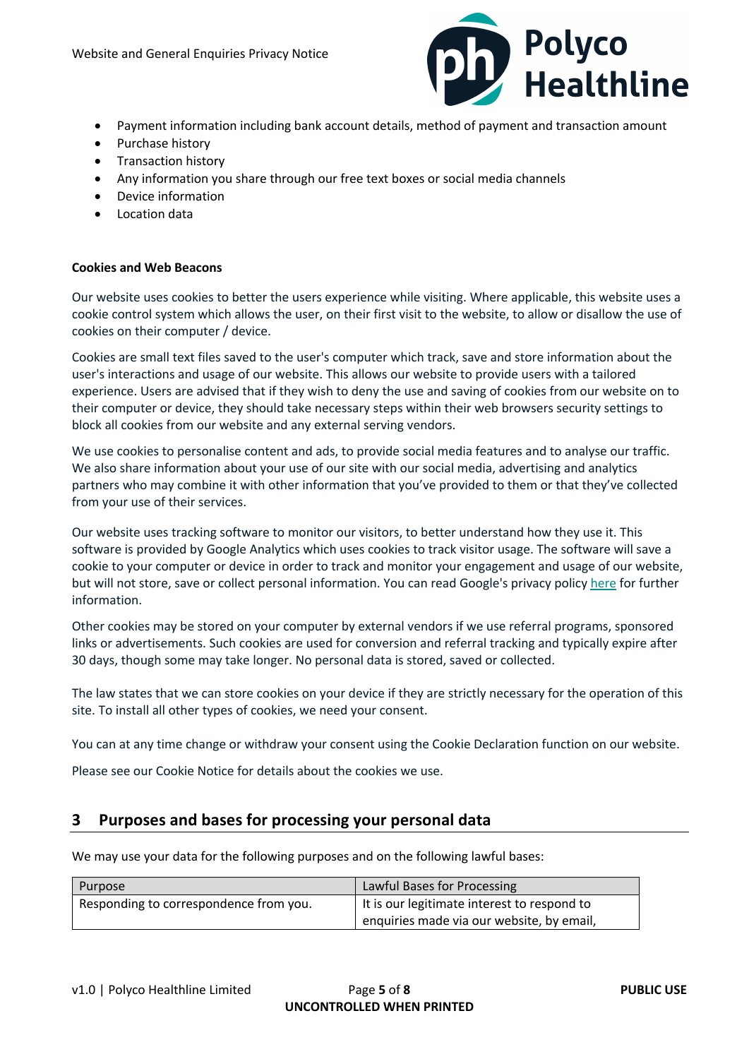- Payment information including bank account details, method of payment and transaction amount
- Purchase history
- Transaction history
- Any information you share through our free text boxes or social media channels
- Device information
- Location data

**Cookies and Web Beacons**

Our website uses cookies to better the users experience while visiting. Where applicable, this website uses a cookie control system which allows the user, on their first visit to the website, to allow or disallow the use of cookies on their computer / device.

Cookies are small text files saved to the user's computer which track, save and store information about the user's interactions and usage of our website. This allows our website to provide users with a tailored experience. Users are advised that if they wish to deny the use and saving of cookies from our website on to their computer or device, they should take necessary steps within their web browsers security settings to block all cookies from our website and any external serving vendors.

We use cookies to personalise content and ads, to provide social media features and to analyse our traffic. We also share information about your use of our site with our social media, advertising and analytics partners who may combine it with other information that you've provided to them or that they've collected from your use of their services.

Our website uses tracking software to monitor our visitors, to better understand how they use it. This software is provided by Google Analytics which uses cookies to track visitor usage. The software will save a cookie to your computer or device in order to track and monitor your engagement and usage of our website, but will not store, save or collect personal information. You can read Google's privacy policy here for further information.

Other cookies may be stored on your computer by external vendors if we use referral programs, sponsored links or advertisements. Such cookies are used for conversion and referral tracking and typically expire after 30 days, though some may take longer. No personal data is stored, saved or collected.

The law states that we can store cookies on your device if they are strictly necessary for the operation of this site. To install all other types of cookies, we need your consent.

You can at any time change or withdraw your consent using the Cookie Declaration function on our website.

Please see our Cookie Notice for details about the cookies we use.

## 3 Purposes and bases for processing your personal data

We may use your data for the following purposes and on the following lawful bases:

| Purpose | Lawful Bases for Processing |
|---|---|
| Responding to correspondence from you. | It is our legitimate interest to respond to enquiries made via our website, by email, |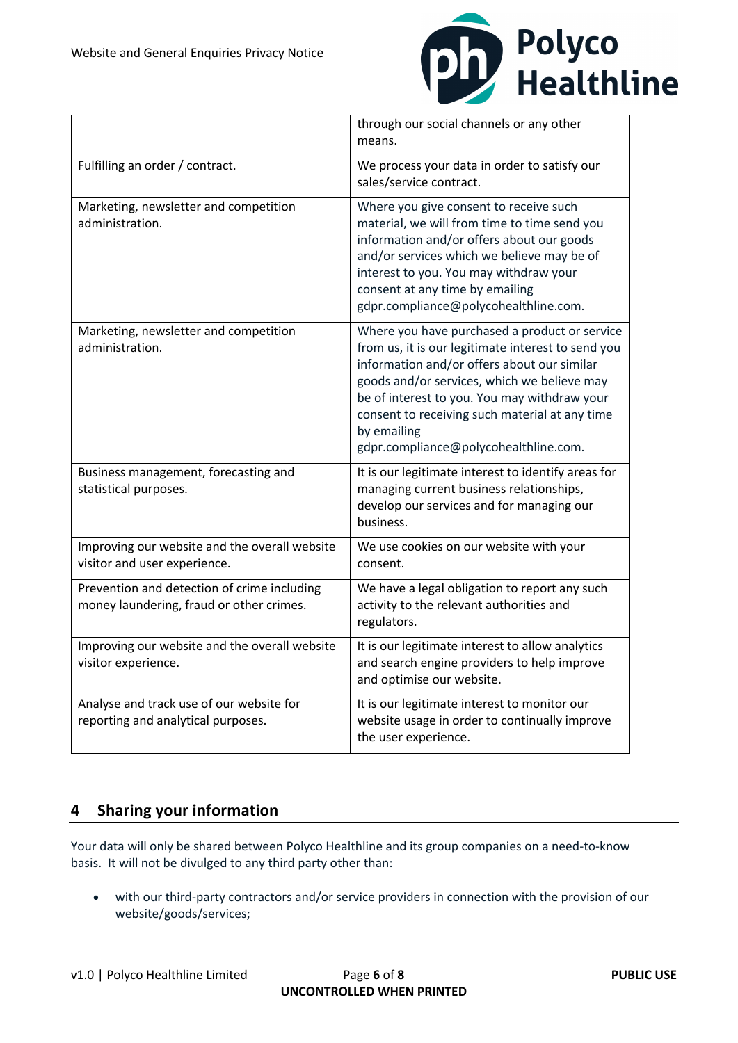| | |
|---|---|
| | through our social channels or any other means. |
| Fulfilling an order / contract. | We process your data in order to satisfy our sales/service contract. |
| Marketing, newsletter and competition administration. | Where you give consent to receive such material, we will from time to time send you information and/or offers about our goods and/or services which we believe may be of interest to you. You may withdraw your consent at any time by emailing gdpr.compliance@polycohealthline.com. |
| Marketing, newsletter and competition administration. | Where you have purchased a product or service from us, it is our legitimate interest to send you information and/or offers about our similar goods and/or services, which we believe may be of interest to you. You may withdraw your consent to receiving such material at any time by emailing gdpr.compliance@polycohealthline.com. |
| Business management, forecasting and statistical purposes. | It is our legitimate interest to identify areas for managing current business relationships, develop our services and for managing our business. |
| Improving our website and the overall website visitor and user experience. | We use cookies on our website with your consent. |
| Prevention and detection of crime including money laundering, fraud or other crimes. | We have a legal obligation to report any such activity to the relevant authorities and regulators. |
| Improving our website and the overall website visitor experience. | It is our legitimate interest to allow analytics and search engine providers to help improve and optimise our website. |
| Analyse and track use of our website for reporting and analytical purposes. | It is our legitimate interest to monitor our website usage in order to continually improve the user experience. |

## 4 Sharing your information

Your data will only be shared between Polyco Healthline and its group companies on a need-to-know basis. It will not be divulged to any third party other than:

- with our third-party contractors and/or service providers in connection with the provision of our website/goods/services;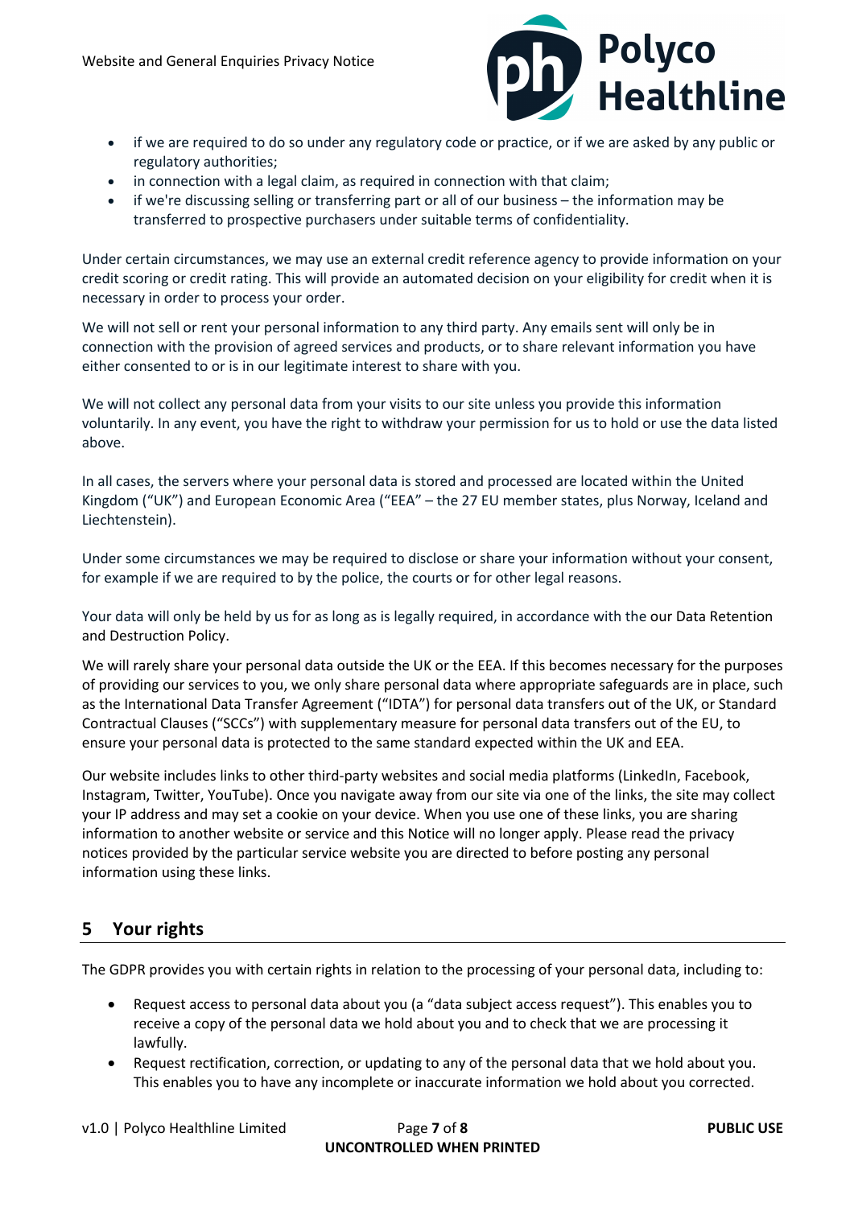- if we are required to do so under any regulatory code or practice, or if we are asked by any public or regulatory authorities;
- in connection with a legal claim, as required in connection with that claim;
- if we're discussing selling or transferring part or all of our business – the information may be transferred to prospective purchasers under suitable terms of confidentiality.

Under certain circumstances, we may use an external credit reference agency to provide information on your credit scoring or credit rating. This will provide an automated decision on your eligibility for credit when it is necessary in order to process your order.

We will not sell or rent your personal information to any third party. Any emails sent will only be in connection with the provision of agreed services and products, or to share relevant information you have either consented to or is in our legitimate interest to share with you.

We will not collect any personal data from your visits to our site unless you provide this information voluntarily. In any event, you have the right to withdraw your permission for us to hold or use the data listed above.

In all cases, the servers where your personal data is stored and processed are located within the United Kingdom ("UK") and European Economic Area ("EEA" – the 27 EU member states, plus Norway, Iceland and Liechtenstein).

Under some circumstances we may be required to disclose or share your information without your consent, for example if we are required to by the police, the courts or for other legal reasons.

Your data will only be held by us for as long as is legally required, in accordance with the our Data Retention and Destruction Policy.

We will rarely share your personal data outside the UK or the EEA. If this becomes necessary for the purposes of providing our services to you, we only share personal data where appropriate safeguards are in place, such as the International Data Transfer Agreement ("IDTA") for personal data transfers out of the UK, or Standard Contractual Clauses ("SCCs") with supplementary measure for personal data transfers out of the EU, to ensure your personal data is protected to the same standard expected within the UK and EEA.

Our website includes links to other third-party websites and social media platforms (LinkedIn, Facebook, Instagram, Twitter, YouTube). Once you navigate away from our site via one of the links, the site may collect your IP address and may set a cookie on your device. When you use one of these links, you are sharing information to another website or service and this Notice will no longer apply. Please read the privacy notices provided by the particular service website you are directed to before posting any personal information using these links.

## 5 Your rights

The GDPR provides you with certain rights in relation to the processing of your personal data, including to:

- Request access to personal data about you (a "data subject access request"). This enables you to receive a copy of the personal data we hold about you and to check that we are processing it lawfully.
- Request rectification, correction, or updating to any of the personal data that we hold about you. This enables you to have any incomplete or inaccurate information we hold about you corrected.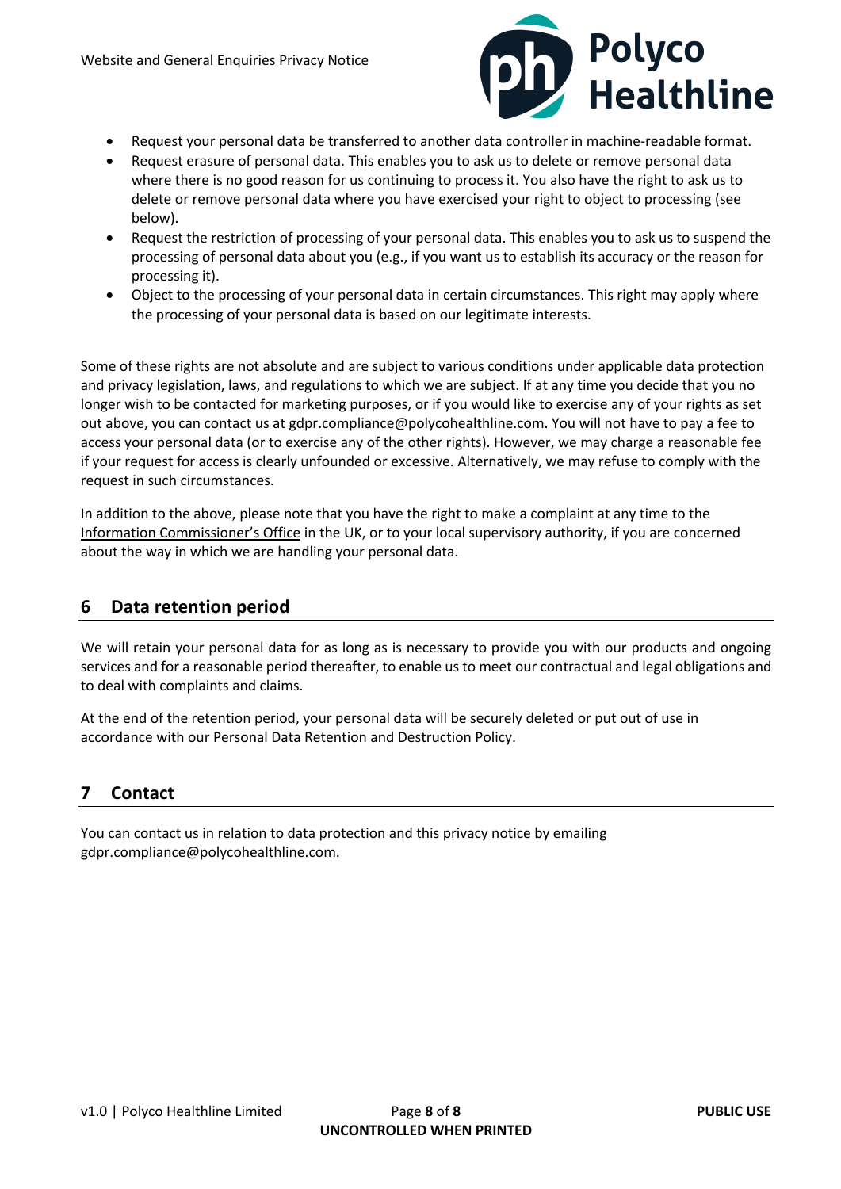- Request your personal data be transferred to another data controller in machine-readable format.
- Request erasure of personal data. This enables you to ask us to delete or remove personal data where there is no good reason for us continuing to process it. You also have the right to ask us to delete or remove personal data where you have exercised your right to object to processing (see below).
- Request the restriction of processing of your personal data. This enables you to ask us to suspend the processing of personal data about you (e.g., if you want us to establish its accuracy or the reason for processing it).
- Object to the processing of your personal data in certain circumstances. This right may apply where the processing of your personal data is based on our legitimate interests.

Some of these rights are not absolute and are subject to various conditions under applicable data protection and privacy legislation, laws, and regulations to which we are subject. If at any time you decide that you no longer wish to be contacted for marketing purposes, or if you would like to exercise any of your rights as set out above, you can contact us at gdpr.compliance@polycohealthline.com. You will not have to pay a fee to access your personal data (or to exercise any of the other rights). However, we may charge a reasonable fee if your request for access is clearly unfounded or excessive. Alternatively, we may refuse to comply with the request in such circumstances.

In addition to the above, please note that you have the right to make a complaint at any time to the Information Commissioner's Office in the UK, or to your local supervisory authority, if you are concerned about the way in which we are handling your personal data.

## 6 Data retention period

We will retain your personal data for as long as is necessary to provide you with our products and ongoing services and for a reasonable period thereafter, to enable us to meet our contractual and legal obligations and to deal with complaints and claims.

At the end of the retention period, your personal data will be securely deleted or put out of use in accordance with our Personal Data Retention and Destruction Policy.

## 7 Contact

You can contact us in relation to data protection and this privacy notice by emailing gdpr.compliance@polycohealthline.com.